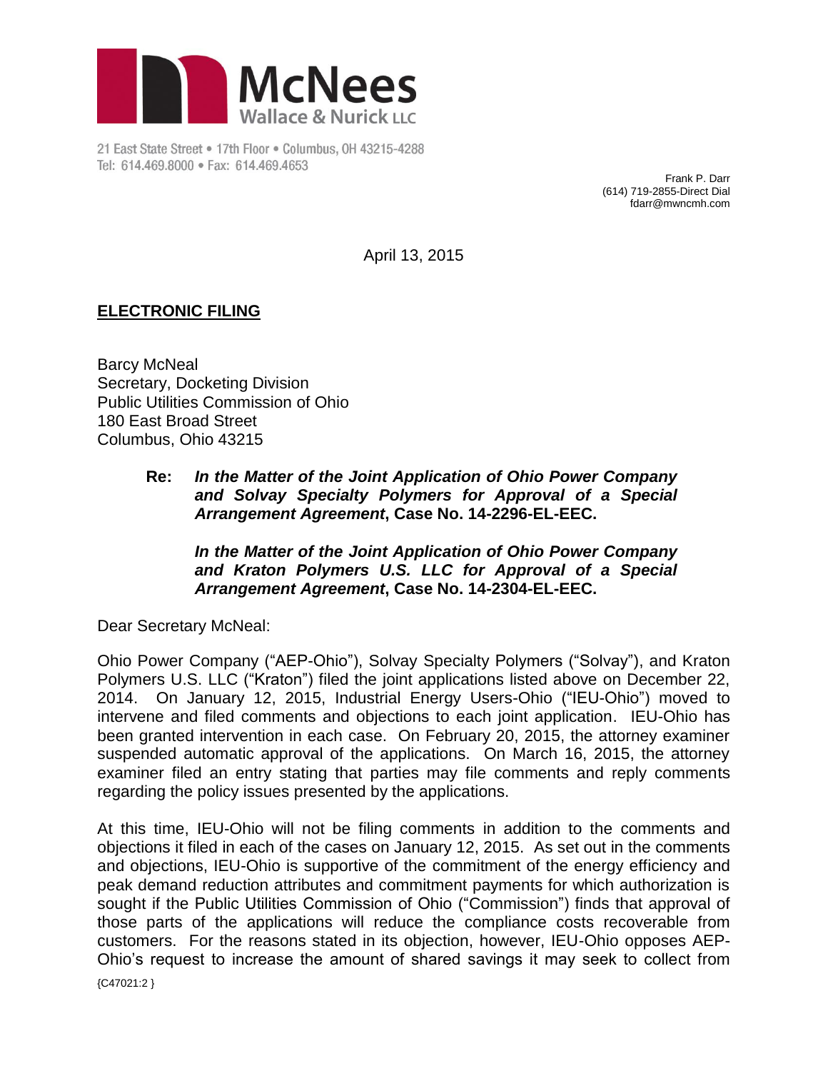**McNees**
Wallace & Nurick LLC

21 East State Street • 17th Floor • Columbus, OH 43215-4288
Tel: 614.469.8000 • Fax: 614.469.4653

Frank P. Darr
(614) 719-2855-Direct Dial
fdarr@mwncmh.com

April 13, 2015

**ELECTRONIC FILING**

Barcy McNeal
Secretary, Docketing Division
Public Utilities Commission of Ohio
180 East Broad Street
Columbus, Ohio 43215

> **Re:** ***In the Matter of the Joint Application of Ohio Power Company and Solvay Specialty Polymers for Approval of a Special Arrangement Agreement*, Case No. 14-2296-EL-EEC.**
>
> ***In the Matter of the Joint Application of Ohio Power Company and Kraton Polymers U.S. LLC for Approval of a Special Arrangement Agreement*, Case No. 14-2304-EL-EEC.**

Dear Secretary McNeal:

Ohio Power Company ("AEP-Ohio"), Solvay Specialty Polymers ("Solvay"), and Kraton Polymers U.S. LLC ("Kraton") filed the joint applications listed above on December 22, 2014. On January 12, 2015, Industrial Energy Users-Ohio ("IEU-Ohio") moved to intervene and filed comments and objections to each joint application. IEU-Ohio has been granted intervention in each case. On February 20, 2015, the attorney examiner suspended automatic approval of the applications. On March 16, 2015, the attorney examiner filed an entry stating that parties may file comments and reply comments regarding the policy issues presented by the applications.

At this time, IEU-Ohio will not be filing comments in addition to the comments and objections it filed in each of the cases on January 12, 2015. As set out in the comments and objections, IEU-Ohio is supportive of the commitment of the energy efficiency and peak demand reduction attributes and commitment payments for which authorization is sought if the Public Utilities Commission of Ohio ("Commission") finds that approval of those parts of the applications will reduce the compliance costs recoverable from customers. For the reasons stated in its objection, however, IEU-Ohio opposes AEP-Ohio's request to increase the amount of shared savings it may seek to collect from

{C47021:2 }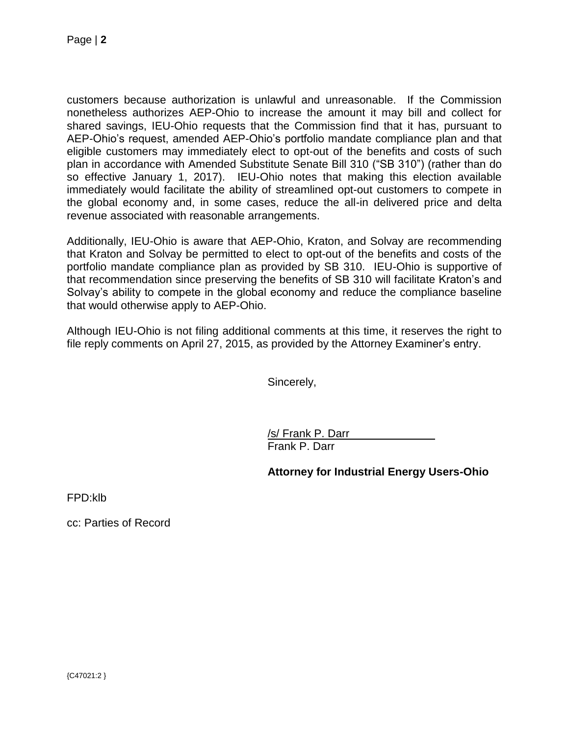customers because authorization is unlawful and unreasonable. If the Commission nonetheless authorizes AEP-Ohio to increase the amount it may bill and collect for shared savings, IEU-Ohio requests that the Commission find that it has, pursuant to AEP-Ohio's request, amended AEP-Ohio's portfolio mandate compliance plan and that eligible customers may immediately elect to opt-out of the benefits and costs of such plan in accordance with Amended Substitute Senate Bill 310 ("SB 310") (rather than do so effective January 1, 2017). IEU-Ohio notes that making this election available immediately would facilitate the ability of streamlined opt-out customers to compete in the global economy and, in some cases, reduce the all-in delivered price and delta revenue associated with reasonable arrangements.

Additionally, IEU-Ohio is aware that AEP-Ohio, Kraton, and Solvay are recommending that Kraton and Solvay be permitted to elect to opt-out of the benefits and costs of the portfolio mandate compliance plan as provided by SB 310. IEU-Ohio is supportive of that recommendation since preserving the benefits of SB 310 will facilitate Kraton's and Solvay's ability to compete in the global economy and reduce the compliance baseline that would otherwise apply to AEP-Ohio.

Although IEU-Ohio is not filing additional comments at this time, it reserves the right to file reply comments on April 27, 2015, as provided by the Attorney Examiner's entry.

Sincerely,

/s/ Frank P. Darr
Frank P. Darr

**Attorney for Industrial Energy Users-Ohio**

FPD:klb

cc: Parties of Record

{C47021:2 }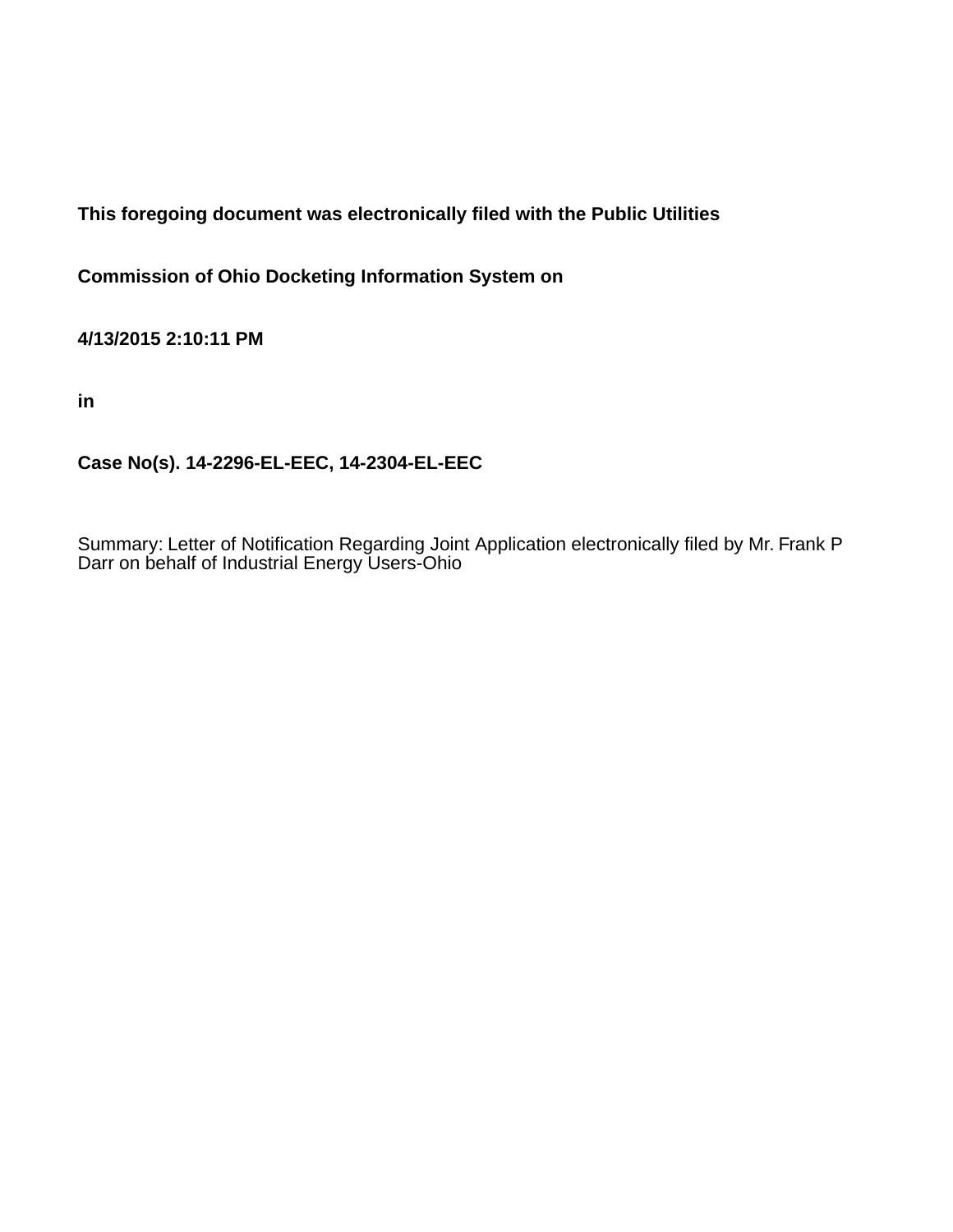**This foregoing document was electronically filed with the Public Utilities**

**Commission of Ohio Docketing Information System on**

**4/13/2015 2:10:11 PM**

**in**

**Case No(s). 14-2296-EL-EEC, 14-2304-EL-EEC**

Summary: Letter of Notification Regarding Joint Application electronically filed by Mr. Frank P Darr on behalf of Industrial Energy Users-Ohio